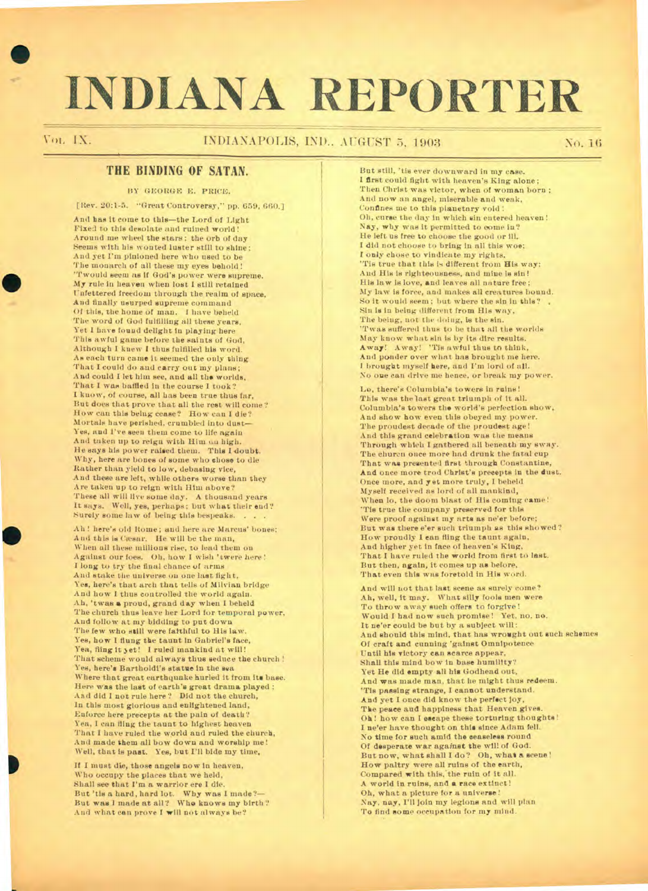# INDIANA REPORTER

VOL. IX. INDIANAPOLIS, IND., AUGUST 5, 1903 NO. 16

## THE BINDING OF SATAN.

BY GEORGE E. PRICE.

[Rev. 20:1-5. "Great Controversy," pp. 659, 660.]

And has it come to this—the Lord of Light
Fixed to this desolate and ruined world!
Around me wheel the stars: the orb of day
Seems with his wonted luster still to shine;
And yet I'm pinioned here who used to be
The monarch of all these my eyes behold!
'Twould seem as if God's power were supreme.
My rule in heaven when lost I still retained
Unfettered freedom through the realm of space,
And finally usurped supreme command
Of this, the home of man. I have beheld
The word of God fulfilling all these years,
Yet I have found delight in playing here
This awful game before the saints of God,
Although I knew I thus fulfilled his word.
As each turn came it seemed the only thing
That I could do and carry out my plans;
And could I let him see, and all the worlds,
That I was baffled in the course I took?
I know, of course, all has been true thus far,
But does that prove that all the rest will come?
How can this being cease? How can I die?
Mortals have perished, crumbled into dust—
Yes, and I've seen them come to life again
And taken up to reign with Him on high.
He says his power raised them. This I doubt.
Why, here are bones of some who chose to die
Rather than yield to low, debasing vice,
And these are left, while others worse than they
Are taken up to reign with Him above?
These all will live some day. A thousand years
It says. Well, yes, perhaps; but what their end?
Surely some law of being this bespeaks. . . .

Ah! here's old Rome; and here are Marcus' bones;
And this is Cæsar. He will be the man,
When all these millions rise, to lead them on
Against our foes. Oh, how I wish 'twere here!
I long to try the final chance of arms
And stake the universe on one last fight,
Yes, here's that arch that tells of Milvian bridge
And how I thus controlled the world again.
Ah, 'twas a proud, grand day when I beheld
The church thus leave her Lord for temporal power,
And follow at my bidding to put down
The few who still were faithful to His law.
Yes, how I flung the taunt in Gabriel's face,
Yea, fling it yet! I ruled mankind at will!
That scheme would always thus seduce the church!
Yes, here's Bartholdi's statue in the sea
Where that great earthquake hurled it from its base.
Here was the last of earth's great drama played;
And did I not rule here? Did not the church,
In this most glorious and enlightened land,
Enforce here precepts at the pain of death?
Yea, I can fling the taunt to highest heaven
That I have ruled the world and ruled the church,
And made them all bow down and worship me!
Well, that is past. Yes, but I'll bide my time.

If I must die, those angels now in heaven,
Who occupy the places that we held,
Shall see that I'm a warrior ere I die.
But 'tis a hard, hard lot. Why was I made?—
But was I made at all? Who knows my birth?
And what can prove I will not always be?
But still, 'tis ever downward in my case.
I first could fight with heaven's King alone;
Then Christ was victor, when of woman born;
And now an angel, miserable and weak,
Confines me to this planetary void!
Oh, curse the day in which sin entered heaven!
Nay, why was it permitted to come in?
He left us free to choose the good or ill.
I did not choose to bring in all this woe;
I only chose to vindicate my rights.
'Tis true that this is different from His way;
And His is righteousness, and mine is sin!
His law is love, and leaves all nature free;
My law is force, and makes all creatures bound.
So it would seem; but where the sin in this?
Sin is in being different from His way,
The being, not the doing, is the sin.
'Twas suffered thus to be that all the worlds
May know what sin is by its dire results.
Away! Away! 'Tis awful thus to think,
And ponder over what has brought me here.
I brought myself here, and I'm lord of all.
No one can drive me hence, or break my power.

Lo, there's Columbia's towers in ruins!
This was the last great triumph of it all.
Columbia's towers the world's perfection show,
And show how even this obeyed my power.
The proudest decade of the proudest age!
And this grand celebration was the means
Through which I gathered all beneath my sway.
The church once more had drunk the fatal cup
That was presented first through Constantine,
And once more trod Christ's precepts in the dust.
Once more, and yet more truly, I beheld
Myself received as lord of all mankind,
When lo, the doom blast of His coming came!
'Tis true the company preserved for this
Were proof against my arts as ne'er before;
But was there e'er such triumph as this showed?
How proudly I can fling the taunt again,
And higher yet in face of heaven's King,
That I have ruled the world from first to last.
But then, again, it comes up as before,
That even this was foretold in His word.

And will not that last scene as surely come?
Ah, well, it may. What silly fools men were
To throw away such offers to forgive!
Would I had now such promise! Yet, no, no,
It ne'er could be but by a subject will:
And should this mind, that has wrought out such schemes
Of craft and cunning 'gainst Omnipotence
Until his victory can scarce appear,
Shall this mind bow in base humility?
Yet He did empty all his Godhead out,
And was made man, that he might thus redeem.
'Tis passing strange, I cannot understand.
And yet I once did know the perfect joy,
The peace and happiness that Heaven gives.
Oh! how can I escape these torturing thoughts!
I ne'er have thought on this since Adam fell.
No time for such amid the ceaseless round
Of desperate war against the will of God.
But now, what shall I do? Oh, what a scene!
How paltry were all ruins of the earth,
Compared with this, the ruin of it all.
A world in ruins, and a race extinct!
Oh, what a picture for a universe!
Nay, nay, I'll join my legions and will plan
To find some occupation for my mind.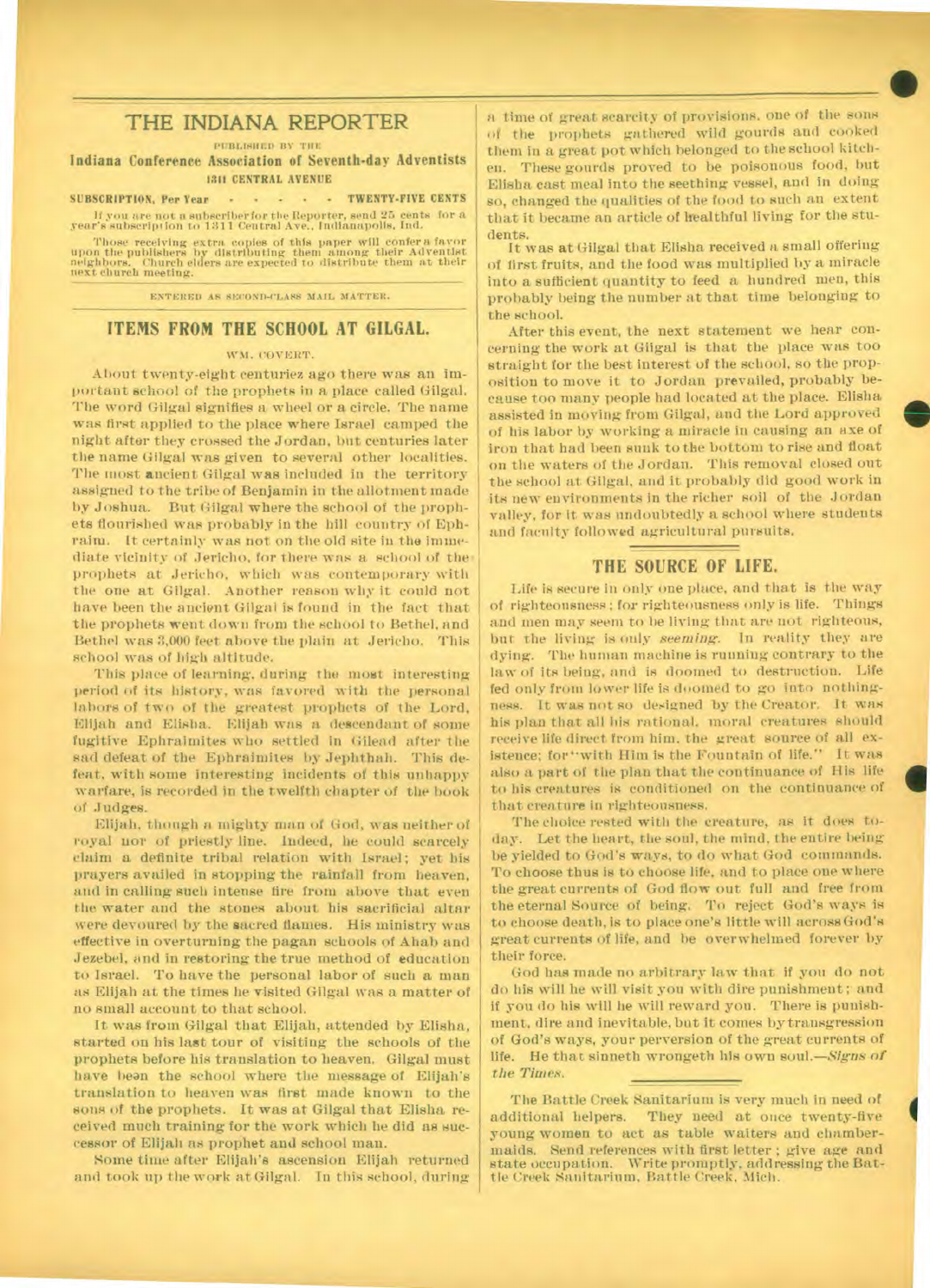# THE INDIANA REPORTER

PUBLISHED BY THE

**Indiana Conference Association of Seventh-day Adventists**

**1311 CENTRAL AVENUE**

**SUBSCRIPTION, Per Year - - - - - TWENTY-FIVE CENTS**

If you are not a subscriber for the Reporter, send 25 cents for a year's subscription to 1311 Central Ave., Indianapolis, Ind.

Those receiving extra copies of this paper will confer a favor upon the publishers by distributing them among their Adventist neighbors. Church elders are expected to distribute them at their next church meeting.

ENTERED AS SECOND-CLASS MAIL MATTER.

## ITEMS FROM THE SCHOOL AT GILGAL.

WM. COVERT.

About twenty-eight centuriez ago there was an important school of the prophets in a place called Gilgal. The word Gilgal signifies a wheel or a circle. The name was first applied to the place where Israel camped the night after they crossed the Jordan, but centuries later the name Gilgal was given to several other localities. The most ancient Gilgal was included in the territory assigned to the tribe of Benjamin in the allotment made by Joshua. But Gilgal where the school of the prophets flourished was probably in the hill country of Ephraim. It certainly was not on the old site in the immediate vicinity of Jericho, for there was a school of the prophets at Jericho, which was contemporary with the one at Gilgal. Another reason why it could not have been the ancient Gilgal is found in the fact that the prophets went down from the school to Bethel, and Bethel was 3,000 feet above the plain at Jericho. This school was of high altitude.

This place of learning, during the most interesting period of its history, was favored with the personal labors of two of the greatest prophets of the Lord, Elijah and Elisha. Elijah was a descendant of some fugitive Ephraimites who settled in Gilead after the sad defeat of the Ephraimites by Jephthah. This defeat, with some interesting incidents of this unhappy warfare, is recorded in the twelfth chapter of the book of Judges.

Elijah, though a mighty man of God, was neither of royal nor of priestly line. Indeed, he could scarcely claim a definite tribal relation with Israel; yet his prayers availed in stopping the rainfall from heaven, and in calling such intense fire from above that even the water and the stones about his sacrificial altar were devoured by the sacred flames. His ministry was effective in overturning the pagan schools of Ahab and Jezebel, and in restoring the true method of education to Israel. To have the personal labor of such a man as Elijah at the times he visited Gilgal was a matter of no small account to that school.

It was from Gilgal that Elijah, attended by Elisha, started on his last tour of visiting the schools of the prophets before his translation to heaven. Gilgal must have been the school where the message of Elijah's translation to heaven was first made known to the sons of the prophets. It was at Gilgal that Elisha received much training for the work which he did as successor of Elijah as prophet and school man.

Some time after Elijah's ascension Elijah returned and took up the work at Gilgal. In this school, during a time of great scarcity of provisions, one of the sons of the prophets gathered wild gourds and cooked them in a great pot which belonged to the school kitchen. These gourds proved to be poisonous food, but Elisha cast meal into the seething vessel, and in doing so, changed the qualities of the food to such an extent that it became an article of healthful living for the students.

It was at Gilgal that Elisha received a small offering of first fruits, and the food was multiplied by a miracle into a sufficient quantity to feed a hundred men, this probably being the number at that time belonging to the school.

After this event, the next statement we hear concerning the work at Gilgal is that the place was too straight for the best interest of the school, so the proposition to move it to Jordan prevailed, probably because too many people had located at the place. Elisha assisted in moving from Gilgal, and the Lord approved of his labor by working a miracle in causing an axe of iron that had been sunk to the bottom to rise and float on the waters of the Jordan. This removal closed out the school at Gilgal, and it probably did good work in its new environments in the richer soil of the Jordan valley, for it was undoubtedly a school where students and faculty followed agricultural pursuits.

## THE SOURCE OF LIFE.

Life is secure in only one place, and that is the way of righteousness; for righteousness only is life. Things and men may seem to be living that are not righteous, but the living is only *seeming*. In reality they are dying. The human machine is running contrary to the law of its being, and is doomed to destruction. Life fed only from lower life is doomed to go into nothingness. It was not so designed by the Creator. It was his plan that all his rational, moral creatures should receive life direct from him, the great source of all existence; for "with Him is the Fountain of life." It was also a part of the plan that the continuance of His life to his creatures is conditioned on the continuance of that creature in righteousness.

The choice rested with the creature, as it does today. Let the heart, the soul, the mind, the entire being be yielded to God's ways, to do what God commands. To choose thus is to choose life, and to place one where the great currents of God flow out full and free from the eternal Source of being. To reject God's ways is to choose death, is to place one's little will across God's great currents of life, and be overwhelmed forever by their force.

God has made no arbitrary law that if you do not do his will he will visit you with dire punishment; and if you do his will he will reward you. There is punishment, dire and inevitable, but it comes by transgression of God's ways, your perversion of the great currents of life. He that sinneth wrongeth his own soul.—*Signs of the Times.*

---

The Battle Creek Sanitarium is very much in need of additional helpers. They need at once twenty-five young women to act as table waiters and chambermaids. Send references with first letter; give age and state occupation. Write promptly, addressing the Battle Creek Sanitarium, Battle Creek, Mich.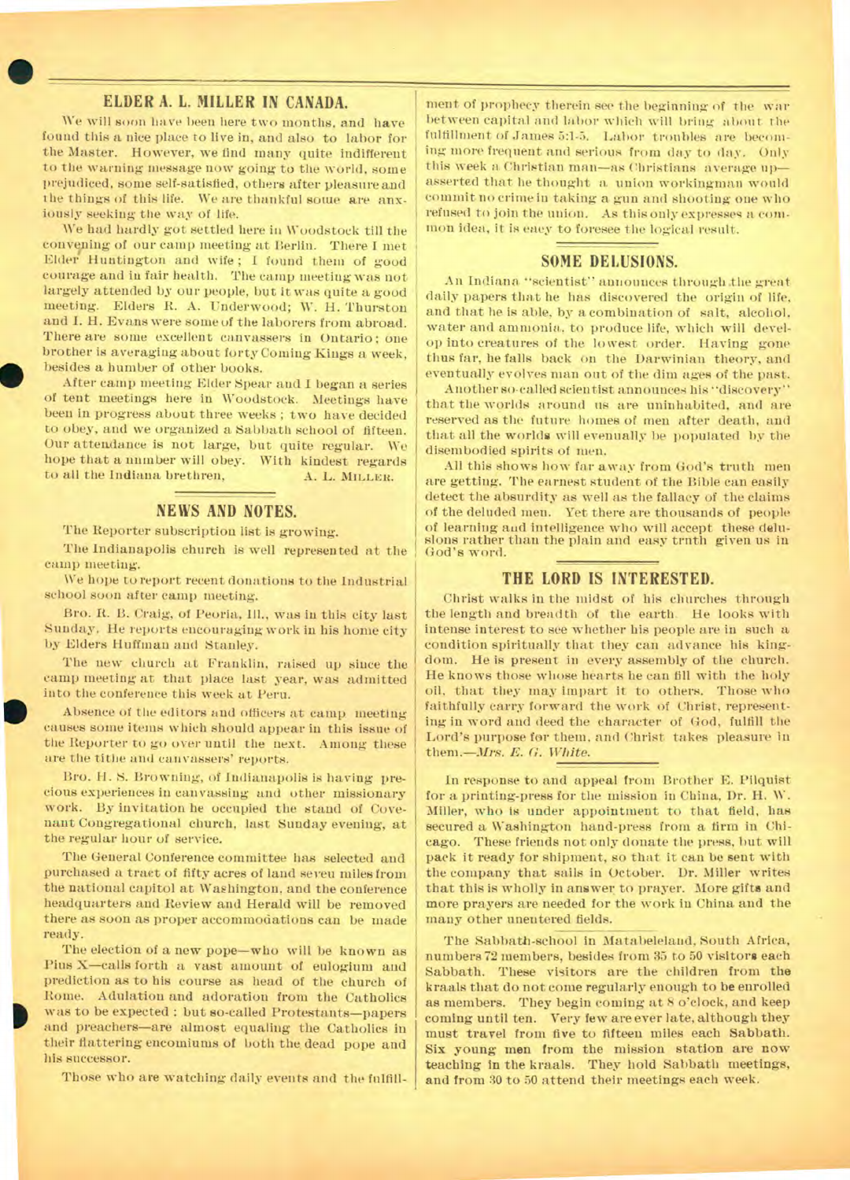## ELDER A. L. MILLER IN CANADA.

We will soon have been here two months, and have found this a nice place to live in, and also to labor for the Master. However, we find many quite indifferent to the warning message now going to the world, some prejudiced, some self-satisfied, others after pleasure and the things of this life. We are thankful some are anxiously seeking the way of life.

We had hardly got settled here in Woodstock till the convening of our camp meeting at Berlin. There I met Elder Huntington and wife; I found them of good courage and in fair health. The camp meeting was not largely attended by our people, but it was quite a good meeting. Elders R. A. Underwood; W. H. Thurston and I. H. Evans were some of the laborers from abroad. There are some excellent canvassers in Ontario; one brother is averaging about forty Coming Kings a week, besides a number of other books.

After camp meeting Elder Spear and I began a series of tent meetings here in Woodstock. Meetings have been in progress about three weeks; two have decided to obey, and we organized a Sabbath school of fifteen. Our attendance is not large, but quite regular. We hope that a number will obey. With kindest regards to all the Indiana brethren,

A. L. MILLER.

## NEWS AND NOTES.

The Reporter subscription list is growing.

The Indianapolis church is well represented at the camp meeting.

We hope to report recent donations to the Industrial school soon after camp meeting.

Bro. R. B. Craig, of Peoria, Ill., was in this city last Sunday. He reports encouraging work in his home city by Elders Huffman and Stanley.

The new church at Franklin, raised up since the camp meeting at that place last year, was admitted into the conference this week at Peru.

Absence of the editors and officers at camp meeting causes some items which should appear in this issue of the Reporter to go over until the next. Among these are the tithe and canvassers' reports.

Bro. H. S. Browning, of Indianapolis is having precious experiences in canvassing and other missionary work. By invitation he occupied the stand of Covenant Congregational church, last Sunday evening, at the regular hour of service.

The General Conference committee has selected and purchased a tract of fifty acres of land seven miles from the national capitol at Washington, and the conference headquarters and Review and Herald will be removed there as soon as proper accommodations can be made ready.

The election of a new pope—who will be known as Pius X—calls forth a vast amount of eulogium and prediction as to his course as head of the church of Rome. Adulation and adoration from the Catholics was to be expected: but so-called Protestants—papers and preachers—are almost equaling the Catholics in their flattering encomiums of both the dead pope and his successor.

Those who are watching daily events and the fulfillment of prophecy therein see the beginning of the war between capital and labor which will bring about the fulfillment of James 5:1-5. Labor troubles are becoming more frequent and serious from day to day. Only this week a Christian man—as Christians average up—asserted that he thought a union workingman would commit no crime in taking a gun and shooting one who refused to join the union. As this only expresses a common idea, it is eacy to foresee the logical result.

## SOME DELUSIONS.

An Indiana "scientist" announces through the great daily papers that he has discovered the origin of life, and that he is able, by a combination of salt, alcohol, water and ammonia, to produce life, which will develop into creatures of the lowest order. Having gone thus far, he falls back on the Darwinian theory, and eventually evolves man out of the dim ages of the past.

Another so-called scientist announces his "discovery" that the worlds around us are uninhabited, and are reserved as the future homes of men after death, and that all the worlds will evenually be populated by the disembodied spirits of men.

All this shows how far away from God's truth men are getting. The earnest student of the Bible can easily detect the absurdity as well as the fallacy of the claims of the deluded men. Yet there are thousands of people of learning and intelligence who will accept these delusions rather than the plain and easy truth given us in God's word.

## THE LORD IS INTERESTED.

Christ walks in the midst of his churches through the length and breadth of the earth. He looks with intense interest to see whether his people are in such a condition spiritually that they can advance his kingdom. He is present in every assembly of the church. He knows those whose hearts he can fill with the holy oil, that they may impart it to others. Those who faithfully carry forward the work of Christ, representing in word and deed the character of God, fulfill the Lord's purpose for them, and Christ takes pleasure in them.—*Mrs. E. G. White.*

In response to and appeal from Brother E. Pilquist for a printing-press for the mission in China, Dr. H. W. Miller, who is under appointment to that field, has secured a Washington hand-press from a firm in Chicago. These friends not only donate the press, but will pack it ready for shipment, so that it can be sent with the company that sails in October. Dr. Miller writes that this is wholly in answer to prayer. More gifts and more prayers are needed for the work in China and the many other unentered fields.

The Sabbath-school in Matabeleland, South Africa, numbers 72 members, besides from 35 to 50 visitors each Sabbath. These visitors are the children from the kraals that do not come regularly enough to be enrolled as members. They begin coming at 8 o'clock, and keep coming until ten. Very few are ever late, although they must travel from five to fifteen miles each Sabbath. Six young men from the mission station are now teaching in the kraals. They hold Sabbath meetings, and from 30 to 50 attend their meetings each week.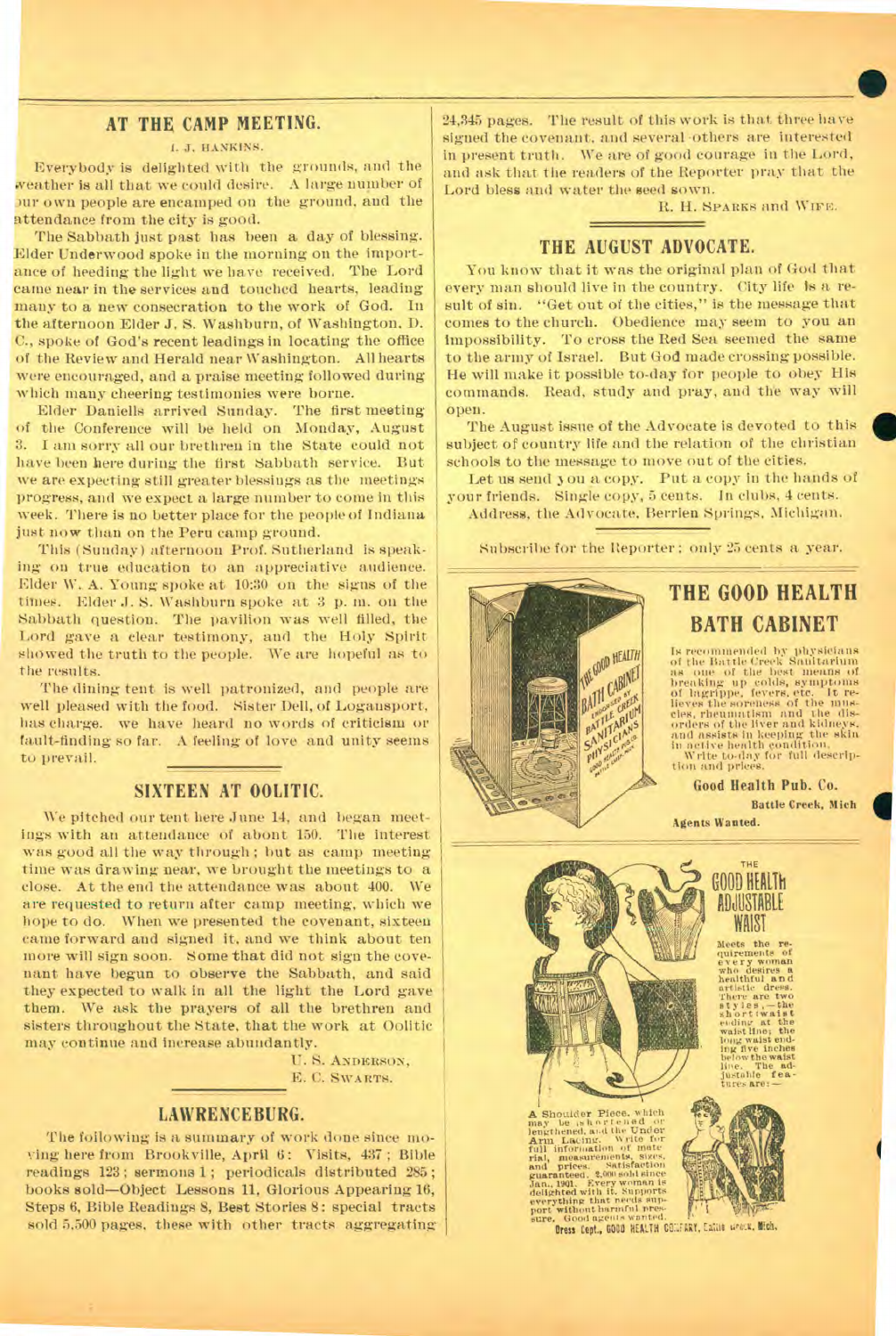## AT THE CAMP MEETING.

I. J. HANKINS.

Everybody is delighted with the grounds, and the weather is all that we could desire. A large number of our own people are encamped on the ground, and the attendance from the city is good.

The Sabbath just past has been a day of blessing. Elder Underwood spoke in the morning on the importance of heeding the light we have received. The Lord came near in the services and touched hearts, leading many to a new consecration to the work of God. In the afternoon Elder J. S. Washburn, of Washington, D. C., spoke of God's recent leadings in locating the office of the Review and Herald near Washington. All hearts were encouraged, and a praise meeting followed during which many cheering testimonies were borne.

Elder Daniells arrived Sunday. The first meeting of the Conference will be held on Monday, August 3. I am sorry all our brethren in the State could not have been here during the first Sabbath service. But we are expecting still greater blessings as the meetings progress, and we expect a large number to come in this week. There is no better place for the people of Indiana just now than on the Peru camp ground.

This (Sunday) afternoon Prof. Sutherland is speaking on true education to an appreciative audience. Elder W. A. Young spoke at 10:30 on the signs of the times. Elder J. S. Washburn spoke at 3 p. m. on the Sabbath question. The pavilion was well filled, the Lord gave a clear testimony, and the Holy Spirit showed the truth to the people. We are hopeful as to the results.

The dining tent is well patronized, and people are well pleased with the food. Sister Dell, of Logansport, has charge. we have heard no words of criticism or fault-finding so far. A feeling of love and unity seems to prevail.

## SIXTEEN AT OOLITIC.

We pitched our tent here June 14, and began meetings with an attendance of about 150. The interest was good all the way through; but as camp meeting time was drawing near, we brought the meetings to a close. At the end the attendance was about 400. We are requested to return after camp meeting, which we hope to do. When we presented the covenant, sixteen came forward and signed it, and we think about ten more will sign soon. Some that did not sign the covenant have begun to observe the Sabbath, and said they expected to walk in all the light the Lord gave them. We ask the prayers of all the brethren and sisters throughout the State, that the work at Oolitic may continue and increase abundantly.

U. S. ANDERSON,
E. C. SWARTS.

## LAWRENCEBURG.

The following is a summary of work done since moving here from Brookville, April 6: Visits, 437; Bible readings 123; sermons 1; periodicals distributed 285; books sold—Object Lessons 11, Glorious Appearing 16, Steps 6, Bible Readings 8, Best Stories 8: special tracts sold 5,500 pages, these with other tracts aggregating 24,345 pages. The result of this work is that three have signed the covenant, and several others are interested in present truth. We are of good courage in the Lord, and ask that the readers of the Reporter pray that the Lord bless and water the seed sown.

R. H. SPARKS and WIFE.

## THE AUGUST ADVOCATE.

You know that it was the original plan of God that every man should live in the country. City life is a result of sin. "Get out of the cities," is the message that comes to the church. Obedience may seem to you an impossibility. To cross the Red Sea seemed the same to the army of Israel. But God made crossing possible. He will make it possible to-day for people to obey His commands. Read, study and pray, and the way will open.

The August issue of the Advocate is devoted to this subject of country life and the relation of the christian schools to the message to move out of the cities.

Let us send you a copy. Put a copy in the hands of your friends. Single copy, 5 cents. In clubs, 4 cents.

Address, the Advocate, Berrien Springs, Michigan.

Subscribe for the Reporter; only 25 cents a year.

## THE GOOD HEALTH BATH CABINET

THE GOOD HEALTH BATH CABINET RECOMMENDED BY BATTLE CREEK SANITARIUM PHYSICIANS

Is recommended by physicians of the Battle Creek Sanitarium as one of the best means of breaking up colds, symptoms of lagrippe, fevers, etc. It relieves the soreness of the muscles, rheumatism and the disorders of the liver and kidneys, and assists in keeping the skin in active health condition.

Write to-day for full description and prices.

**Good Health Pub. Co.**
**Battle Creek, Mich**

**Agents Wanted.**

## THE GOOD HEALTH ADJUSTABLE WAIST

Meets the requirements of every woman who desires a healthful and artistic dress. There are two styles,—the short waist ending at the waist line; the long waist ending five inches below the waist line. The adjustable features are:—

A Shoulder Piece, which may be shortened or lengthened, and the Under Arm Lacing. Write for full information of material, measurements, sizes, and prices. Satisfaction guaranteed. 2,000 sold since Jan., 1901. Every woman is delighted with it. Supports everything that needs support without harmful pressure. Good agents wanted.

**Dress Dept., GOOD HEALTH COMPANY, Battle Creek, Mich.**